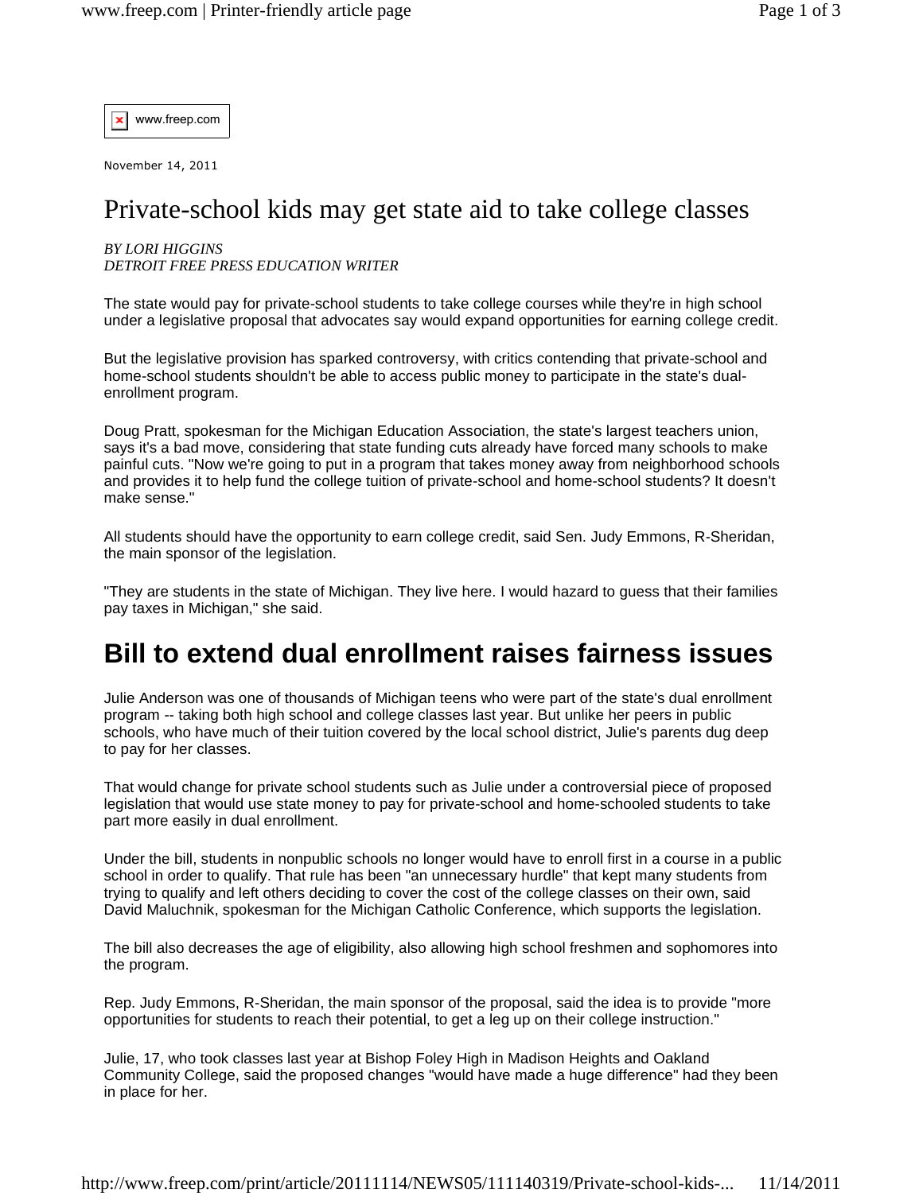www.freep.com

November 14, 2011

# Private-school kids may get state aid to take college classes

*BY LORI HIGGINS*
*DETROIT FREE PRESS EDUCATION WRITER*

The state would pay for private-school students to take college courses while they're in high school under a legislative proposal that advocates say would expand opportunities for earning college credit.

But the legislative provision has sparked controversy, with critics contending that private-school and home-school students shouldn't be able to access public money to participate in the state's dual-enrollment program.

Doug Pratt, spokesman for the Michigan Education Association, the state's largest teachers union, says it's a bad move, considering that state funding cuts already have forced many schools to make painful cuts. "Now we're going to put in a program that takes money away from neighborhood schools and provides it to help fund the college tuition of private-school and home-school students? It doesn't make sense."

All students should have the opportunity to earn college credit, said Sen. Judy Emmons, R-Sheridan, the main sponsor of the legislation.

"They are students in the state of Michigan. They live here. I would hazard to guess that their families pay taxes in Michigan," she said.

## Bill to extend dual enrollment raises fairness issues

Julie Anderson was one of thousands of Michigan teens who were part of the state's dual enrollment program -- taking both high school and college classes last year. But unlike her peers in public schools, who have much of their tuition covered by the local school district, Julie's parents dug deep to pay for her classes.

That would change for private school students such as Julie under a controversial piece of proposed legislation that would use state money to pay for private-school and home-schooled students to take part more easily in dual enrollment.

Under the bill, students in nonpublic schools no longer would have to enroll first in a course in a public school in order to qualify. That rule has been "an unnecessary hurdle" that kept many students from trying to qualify and left others deciding to cover the cost of the college classes on their own, said David Maluchnik, spokesman for the Michigan Catholic Conference, which supports the legislation.

The bill also decreases the age of eligibility, also allowing high school freshmen and sophomores into the program.

Rep. Judy Emmons, R-Sheridan, the main sponsor of the proposal, said the idea is to provide "more opportunities for students to reach their potential, to get a leg up on their college instruction."

Julie, 17, who took classes last year at Bishop Foley High in Madison Heights and Oakland Community College, said the proposed changes "would have made a huge difference" had they been in place for her.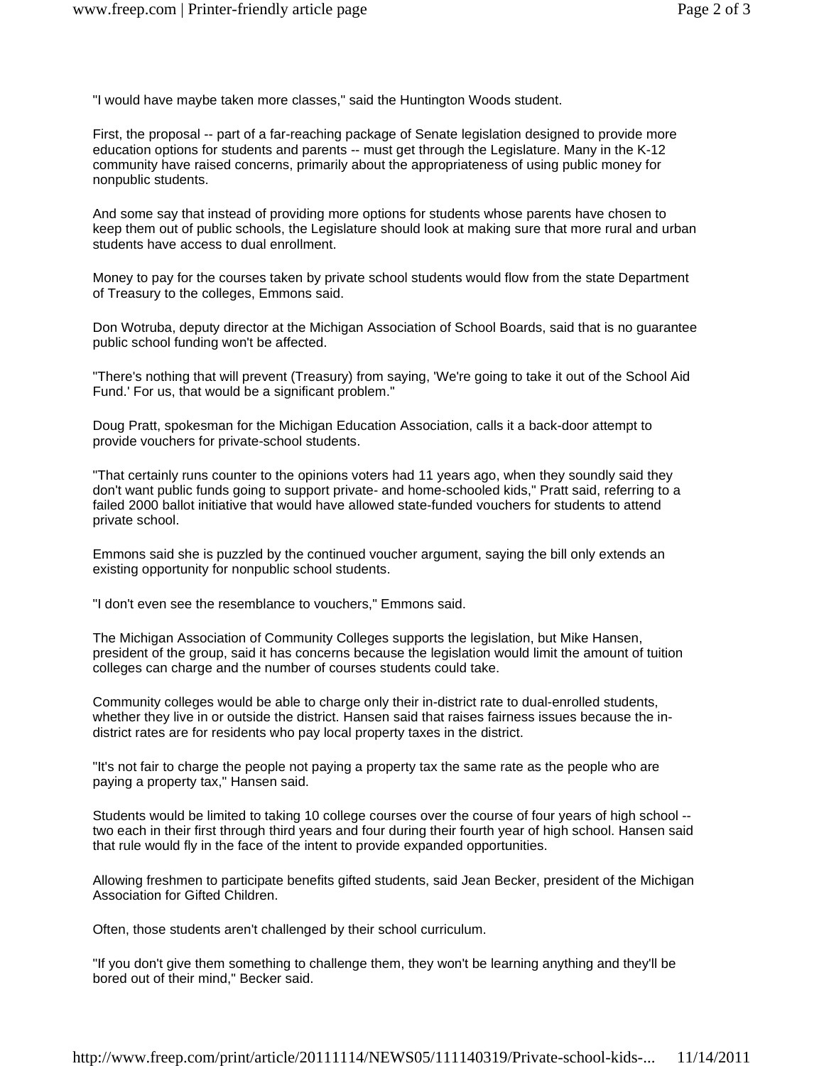"I would have maybe taken more classes," said the Huntington Woods student.

First, the proposal -- part of a far-reaching package of Senate legislation designed to provide more education options for students and parents -- must get through the Legislature. Many in the K-12 community have raised concerns, primarily about the appropriateness of using public money for nonpublic students.

And some say that instead of providing more options for students whose parents have chosen to keep them out of public schools, the Legislature should look at making sure that more rural and urban students have access to dual enrollment.

Money to pay for the courses taken by private school students would flow from the state Department of Treasury to the colleges, Emmons said.

Don Wotruba, deputy director at the Michigan Association of School Boards, said that is no guarantee public school funding won't be affected.

"There's nothing that will prevent (Treasury) from saying, 'We're going to take it out of the School Aid Fund.' For us, that would be a significant problem."

Doug Pratt, spokesman for the Michigan Education Association, calls it a back-door attempt to provide vouchers for private-school students.

"That certainly runs counter to the opinions voters had 11 years ago, when they soundly said they don't want public funds going to support private- and home-schooled kids," Pratt said, referring to a failed 2000 ballot initiative that would have allowed state-funded vouchers for students to attend private school.

Emmons said she is puzzled by the continued voucher argument, saying the bill only extends an existing opportunity for nonpublic school students.

"I don't even see the resemblance to vouchers," Emmons said.

The Michigan Association of Community Colleges supports the legislation, but Mike Hansen, president of the group, said it has concerns because the legislation would limit the amount of tuition colleges can charge and the number of courses students could take.

Community colleges would be able to charge only their in-district rate to dual-enrolled students, whether they live in or outside the district. Hansen said that raises fairness issues because the in-district rates are for residents who pay local property taxes in the district.

"It's not fair to charge the people not paying a property tax the same rate as the people who are paying a property tax," Hansen said.

Students would be limited to taking 10 college courses over the course of four years of high school -- two each in their first through third years and four during their fourth year of high school. Hansen said that rule would fly in the face of the intent to provide expanded opportunities.

Allowing freshmen to participate benefits gifted students, said Jean Becker, president of the Michigan Association for Gifted Children.

Often, those students aren't challenged by their school curriculum.

"If you don't give them something to challenge them, they won't be learning anything and they'll be bored out of their mind," Becker said.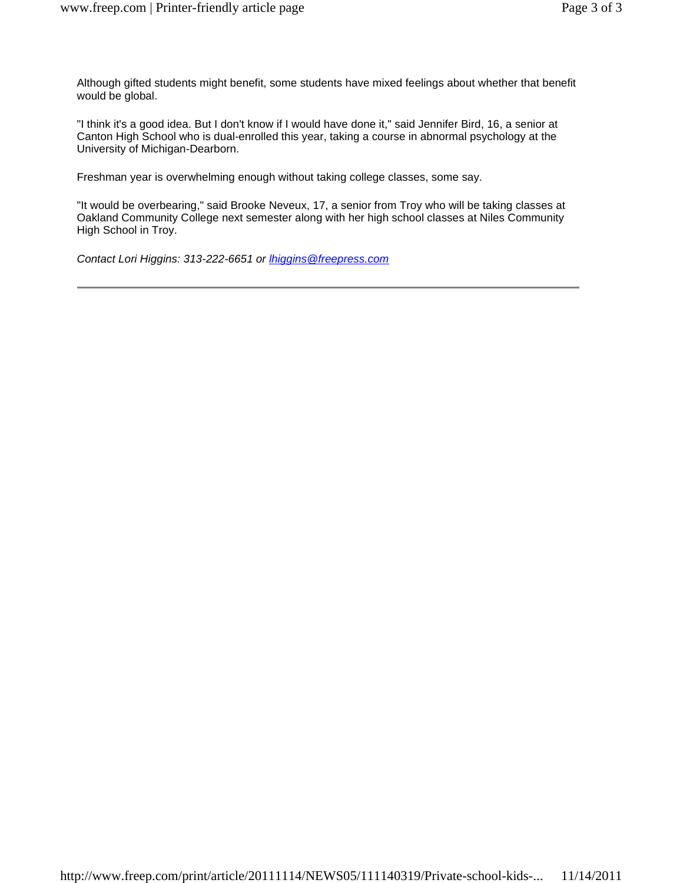Although gifted students might benefit, some students have mixed feelings about whether that benefit would be global.

"I think it's a good idea. But I don't know if I would have done it," said Jennifer Bird, 16, a senior at Canton High School who is dual-enrolled this year, taking a course in abnormal psychology at the University of Michigan-Dearborn.

Freshman year is overwhelming enough without taking college classes, some say.

"It would be overbearing," said Brooke Neveux, 17, a senior from Troy who will be taking classes at Oakland Community College next semester along with her high school classes at Niles Community High School in Troy.

*Contact Lori Higgins: 313-222-6651 or [lhiggins@freepress.com](mailto:lhiggins@freepress.com)*

---